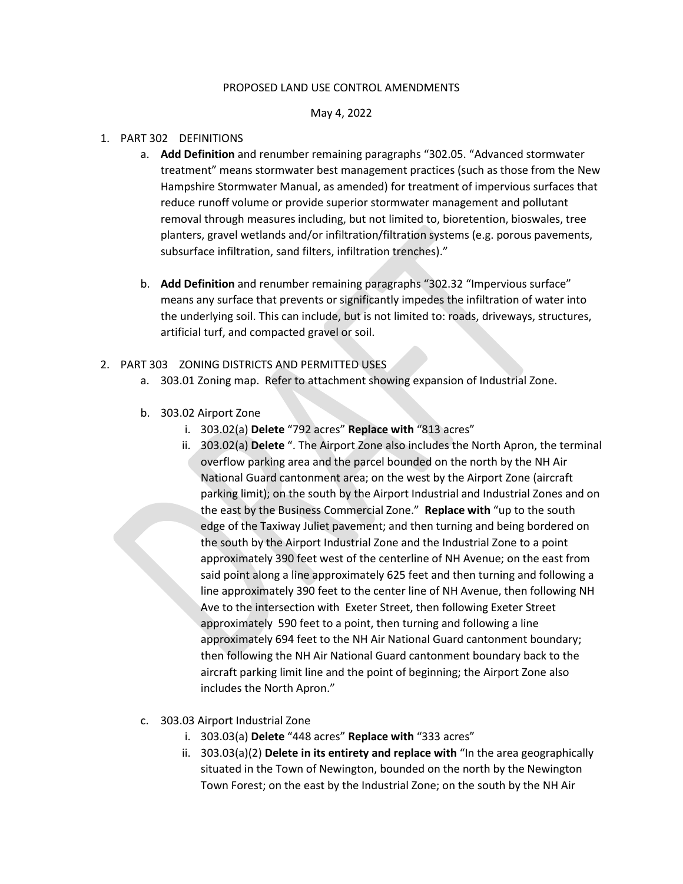PROPOSED LAND USE CONTROL AMENDMENTS

May 4, 2022

1. PART 302 DEFINITIONS
   a. **Add Definition** and renumber remaining paragraphs "302.05. "Advanced stormwater treatment" means stormwater best management practices (such as those from the New Hampshire Stormwater Manual, as amended) for treatment of impervious surfaces that reduce runoff volume or provide superior stormwater management and pollutant removal through measures including, but not limited to, bioretention, bioswales, tree planters, gravel wetlands and/or infiltration/filtration systems (e.g. porous pavements, subsurface infiltration, sand filters, infiltration trenches)."

   b. **Add Definition** and renumber remaining paragraphs "302.32 "Impervious surface" means any surface that prevents or significantly impedes the infiltration of water into the underlying soil. This can include, but is not limited to: roads, driveways, structures, artificial turf, and compacted gravel or soil.

2. PART 303 ZONING DISTRICTS AND PERMITTED USES
   a. 303.01 Zoning map. Refer to attachment showing expansion of Industrial Zone.

   b. 303.02 Airport Zone
      i. 303.02(a) **Delete** "792 acres" **Replace with** "813 acres"
      ii. 303.02(a) **Delete** ". The Airport Zone also includes the North Apron, the terminal overflow parking area and the parcel bounded on the north by the NH Air National Guard cantonment area; on the west by the Airport Zone (aircraft parking limit); on the south by the Airport Industrial and Industrial Zones and on the east by the Business Commercial Zone." **Replace with** "up to the south edge of the Taxiway Juliet pavement; and then turning and being bordered on the south by the Airport Industrial Zone and the Industrial Zone to a point approximately 390 feet west of the centerline of NH Avenue; on the east from said point along a line approximately 625 feet and then turning and following a line approximately 390 feet to the center line of NH Avenue, then following NH Ave to the intersection with Exeter Street, then following Exeter Street approximately 590 feet to a point, then turning and following a line approximately 694 feet to the NH Air National Guard cantonment boundary; then following the NH Air National Guard cantonment boundary back to the aircraft parking limit line and the point of beginning; the Airport Zone also includes the North Apron."

   c. 303.03 Airport Industrial Zone
      i. 303.03(a) **Delete** "448 acres" **Replace with** "333 acres"
      ii. 303.03(a)(2) **Delete in its entirety and replace with** "In the area geographically situated in the Town of Newington, bounded on the north by the Newington Town Forest; on the east by the Industrial Zone; on the south by the NH Air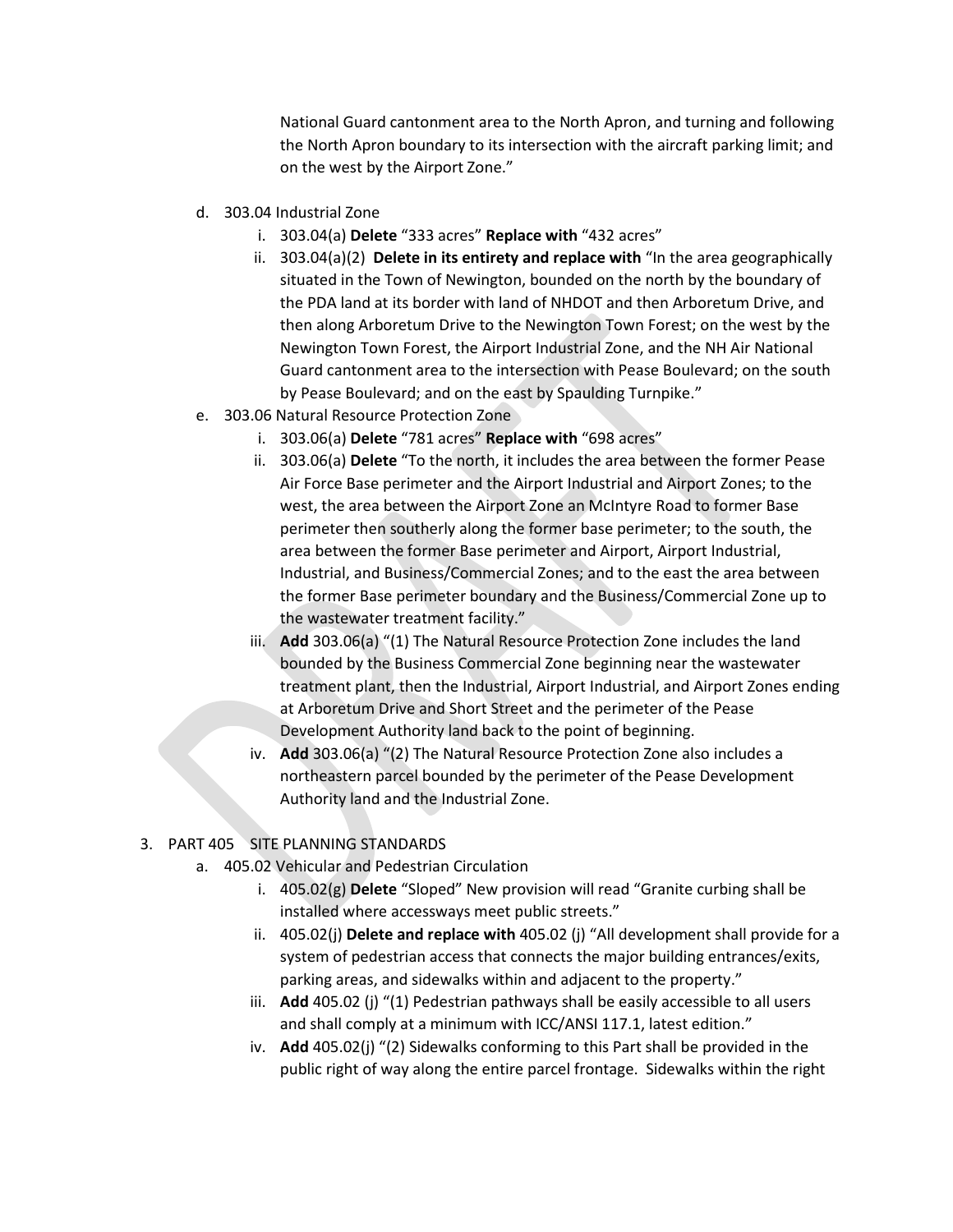National Guard cantonment area to the North Apron, and turning and following the North Apron boundary to its intersection with the aircraft parking limit; and on the west by the Airport Zone."

d. 303.04 Industrial Zone
   i. 303.04(a) **Delete** "333 acres" **Replace with** "432 acres"
   ii. 303.04(a)(2) **Delete in its entirety and replace with** "In the area geographically situated in the Town of Newington, bounded on the north by the boundary of the PDA land at its border with land of NHDOT and then Arboretum Drive, and then along Arboretum Drive to the Newington Town Forest; on the west by the Newington Town Forest, the Airport Industrial Zone, and the NH Air National Guard cantonment area to the intersection with Pease Boulevard; on the south by Pease Boulevard; and on the east by Spaulding Turnpike."

e. 303.06 Natural Resource Protection Zone
   i. 303.06(a) **Delete** "781 acres" **Replace with** "698 acres"
   ii. 303.06(a) **Delete** "To the north, it includes the area between the former Pease Air Force Base perimeter and the Airport Industrial and Airport Zones; to the west, the area between the Airport Zone an McIntyre Road to former Base perimeter then southerly along the former base perimeter; to the south, the area between the former Base perimeter and Airport, Airport Industrial, Industrial, and Business/Commercial Zones; and to the east the area between the former Base perimeter boundary and the Business/Commercial Zone up to the wastewater treatment facility."
   iii. **Add** 303.06(a) "(1) The Natural Resource Protection Zone includes the land bounded by the Business Commercial Zone beginning near the wastewater treatment plant, then the Industrial, Airport Industrial, and Airport Zones ending at Arboretum Drive and Short Street and the perimeter of the Pease Development Authority land back to the point of beginning.
   iv. **Add** 303.06(a) "(2) The Natural Resource Protection Zone also includes a northeastern parcel bounded by the perimeter of the Pease Development Authority land and the Industrial Zone.

3. PART 405 SITE PLANNING STANDARDS
   a. 405.02 Vehicular and Pedestrian Circulation
      i. 405.02(g) **Delete** "Sloped" New provision will read "Granite curbing shall be installed where accessways meet public streets."
      ii. 405.02(j) **Delete and replace with** 405.02 (j) "All development shall provide for a system of pedestrian access that connects the major building entrances/exits, parking areas, and sidewalks within and adjacent to the property."
      iii. **Add** 405.02 (j) "(1) Pedestrian pathways shall be easily accessible to all users and shall comply at a minimum with ICC/ANSI 117.1, latest edition."
      iv. **Add** 405.02(j) "(2) Sidewalks conforming to this Part shall be provided in the public right of way along the entire parcel frontage. Sidewalks within the right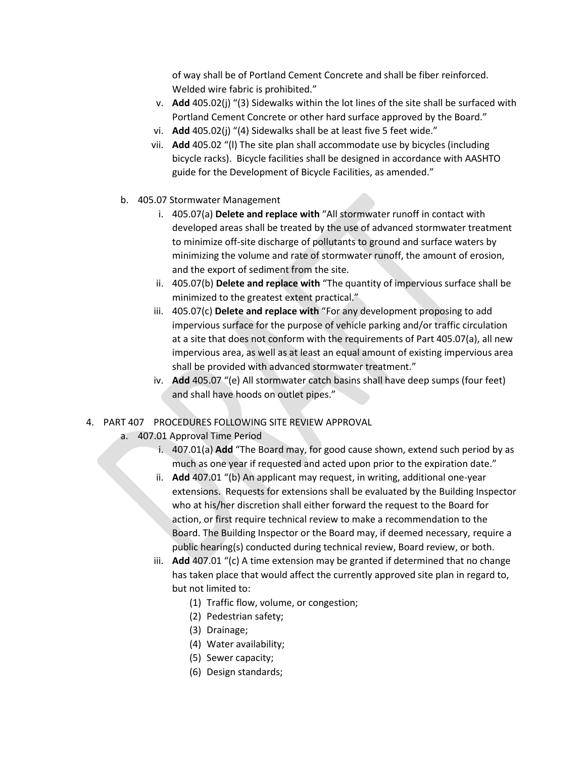of way shall be of Portland Cement Concrete and shall be fiber reinforced. Welded wire fabric is prohibited."

v. **Add** 405.02(j) "(3) Sidewalks within the lot lines of the site shall be surfaced with Portland Cement Concrete or other hard surface approved by the Board."

vi. **Add** 405.02(j) "(4) Sidewalks shall be at least five 5 feet wide."

vii. **Add** 405.02 "(l) The site plan shall accommodate use by bicycles (including bicycle racks). Bicycle facilities shall be designed in accordance with AASHTO guide for the Development of Bicycle Facilities, as amended."

b. 405.07 Stormwater Management

i. 405.07(a) **Delete and replace with** "All stormwater runoff in contact with developed areas shall be treated by the use of advanced stormwater treatment to minimize off-site discharge of pollutants to ground and surface waters by minimizing the volume and rate of stormwater runoff, the amount of erosion, and the export of sediment from the site.

ii. 405.07(b) **Delete and replace with** "The quantity of impervious surface shall be minimized to the greatest extent practical."

iii. 405.07(c) **Delete and replace with** "For any development proposing to add impervious surface for the purpose of vehicle parking and/or traffic circulation at a site that does not conform with the requirements of Part 405.07(a), all new impervious area, as well as at least an equal amount of existing impervious area shall be provided with advanced stormwater treatment."

iv. **Add** 405.07 "(e) All stormwater catch basins shall have deep sumps (four feet) and shall have hoods on outlet pipes."

4. PART 407 PROCEDURES FOLLOWING SITE REVIEW APPROVAL

a. 407.01 Approval Time Period

i. 407.01(a) **Add** "The Board may, for good cause shown, extend such period by as much as one year if requested and acted upon prior to the expiration date."

ii. **Add** 407.01 "(b) An applicant may request, in writing, additional one-year extensions. Requests for extensions shall be evaluated by the Building Inspector who at his/her discretion shall either forward the request to the Board for action, or first require technical review to make a recommendation to the Board. The Building Inspector or the Board may, if deemed necessary, require a public hearing(s) conducted during technical review, Board review, or both.

iii. **Add** 407.01 "(c) A time extension may be granted if determined that no change has taken place that would affect the currently approved site plan in regard to, but not limited to:

(1) Traffic flow, volume, or congestion;
(2) Pedestrian safety;
(3) Drainage;
(4) Water availability;
(5) Sewer capacity;
(6) Design standards;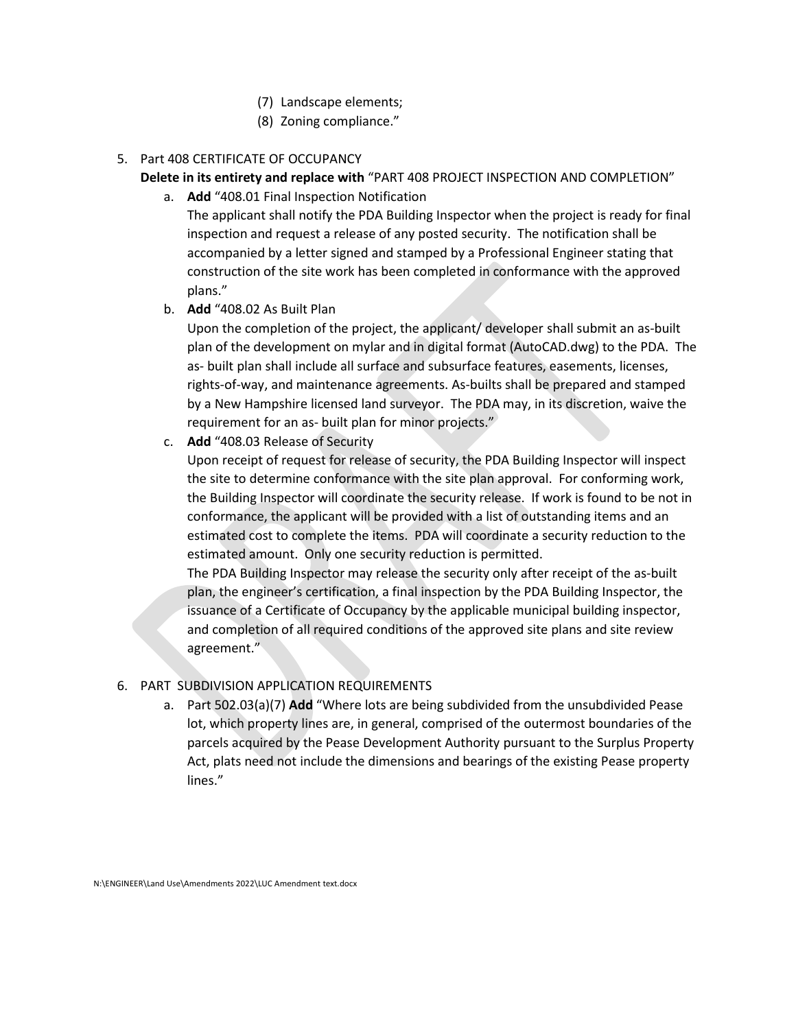(7) Landscape elements;
(8) Zoning compliance."

5. Part 408 CERTIFICATE OF OCCUPANCY
   **Delete in its entirety and replace with** "PART 408 PROJECT INSPECTION AND COMPLETION"
   a. **Add** "408.01 Final Inspection Notification
      The applicant shall notify the PDA Building Inspector when the project is ready for final inspection and request a release of any posted security. The notification shall be accompanied by a letter signed and stamped by a Professional Engineer stating that construction of the site work has been completed in conformance with the approved plans."
   b. **Add** "408.02 As Built Plan
      Upon the completion of the project, the applicant/ developer shall submit an as-built plan of the development on mylar and in digital format (AutoCAD.dwg) to the PDA. The as- built plan shall include all surface and subsurface features, easements, licenses, rights-of-way, and maintenance agreements. As-builts shall be prepared and stamped by a New Hampshire licensed land surveyor. The PDA may, in its discretion, waive the requirement for an as- built plan for minor projects."
   c. **Add** "408.03 Release of Security
      Upon receipt of request for release of security, the PDA Building Inspector will inspect the site to determine conformance with the site plan approval. For conforming work, the Building Inspector will coordinate the security release. If work is found to be not in conformance, the applicant will be provided with a list of outstanding items and an estimated cost to complete the items. PDA will coordinate a security reduction to the estimated amount. Only one security reduction is permitted.
      The PDA Building Inspector may release the security only after receipt of the as-built plan, the engineer's certification, a final inspection by the PDA Building Inspector, the issuance of a Certificate of Occupancy by the applicable municipal building inspector, and completion of all required conditions of the approved site plans and site review agreement."

6. PART SUBDIVISION APPLICATION REQUIREMENTS
   a. Part 502.03(a)(7) **Add** "Where lots are being subdivided from the unsubdivided Pease lot, which property lines are, in general, comprised of the outermost boundaries of the parcels acquired by the Pease Development Authority pursuant to the Surplus Property Act, plats need not include the dimensions and bearings of the existing Pease property lines."

N:\ENGINEER\Land Use\Amendments 2022\LUC Amendment text.docx